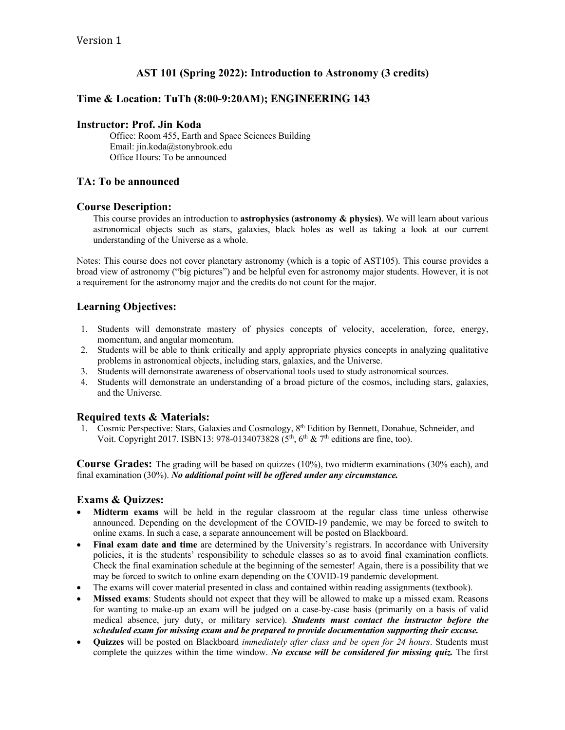Version 1

# AST 101 (Spring 2022): Introduction to Astronomy (3 credits)

## Time & Location: TuTh (8:00-9:20AM); ENGINEERING 143

## Instructor: Prof. Jin Koda

Office: Room 455, Earth and Space Sciences Building
Email: jin.koda@stonybrook.edu
Office Hours: To be announced

## TA: To be announced

## Course Description:

This course provides an introduction to **astrophysics (astronomy & physics)**. We will learn about various astronomical objects such as stars, galaxies, black holes as well as taking a look at our current understanding of the Universe as a whole.

Notes: This course does not cover planetary astronomy (which is a topic of AST105). This course provides a broad view of astronomy ("big pictures") and be helpful even for astronomy major students. However, it is not a requirement for the astronomy major and the credits do not count for the major.

## Learning Objectives:

1. Students will demonstrate mastery of physics concepts of velocity, acceleration, force, energy, momentum, and angular momentum.
2. Students will be able to think critically and apply appropriate physics concepts in analyzing qualitative problems in astronomical objects, including stars, galaxies, and the Universe.
3. Students will demonstrate awareness of observational tools used to study astronomical sources.
4. Students will demonstrate an understanding of a broad picture of the cosmos, including stars, galaxies, and the Universe.

## Required texts & Materials:

1. Cosmic Perspective: Stars, Galaxies and Cosmology, 8th Edition by Bennett, Donahue, Schneider, and Voit. Copyright 2017. ISBN13: 978-0134073828 (5th, 6th & 7th editions are fine, too).

**Course Grades:** The grading will be based on quizzes (10%), two midterm examinations (30% each), and final examination (30%). ***No additional point will be offered under any circumstance.***

## Exams & Quizzes:

- **Midterm exams** will be held in the regular classroom at the regular class time unless otherwise announced. Depending on the development of the COVID-19 pandemic, we may be forced to switch to online exams. In such a case, a separate announcement will be posted on Blackboard.
- **Final exam date and time** are determined by the University's registrars. In accordance with University policies, it is the students' responsibility to schedule classes so as to avoid final examination conflicts. Check the final examination schedule at the beginning of the semester! Again, there is a possibility that we may be forced to switch to online exam depending on the COVID-19 pandemic development.
- The exams will cover material presented in class and contained within reading assignments (textbook).
- **Missed exams**: Students should not expect that they will be allowed to make up a missed exam. Reasons for wanting to make-up an exam will be judged on a case-by-case basis (primarily on a basis of valid medical absence, jury duty, or military service). ***Students must contact the instructor before the scheduled exam for missing exam and be prepared to provide documentation supporting their excuse.***
- **Quizzes** will be posted on Blackboard *immediately after class and be open for 24 hours*. Students must complete the quizzes within the time window. ***No excuse will be considered for missing quiz.*** The first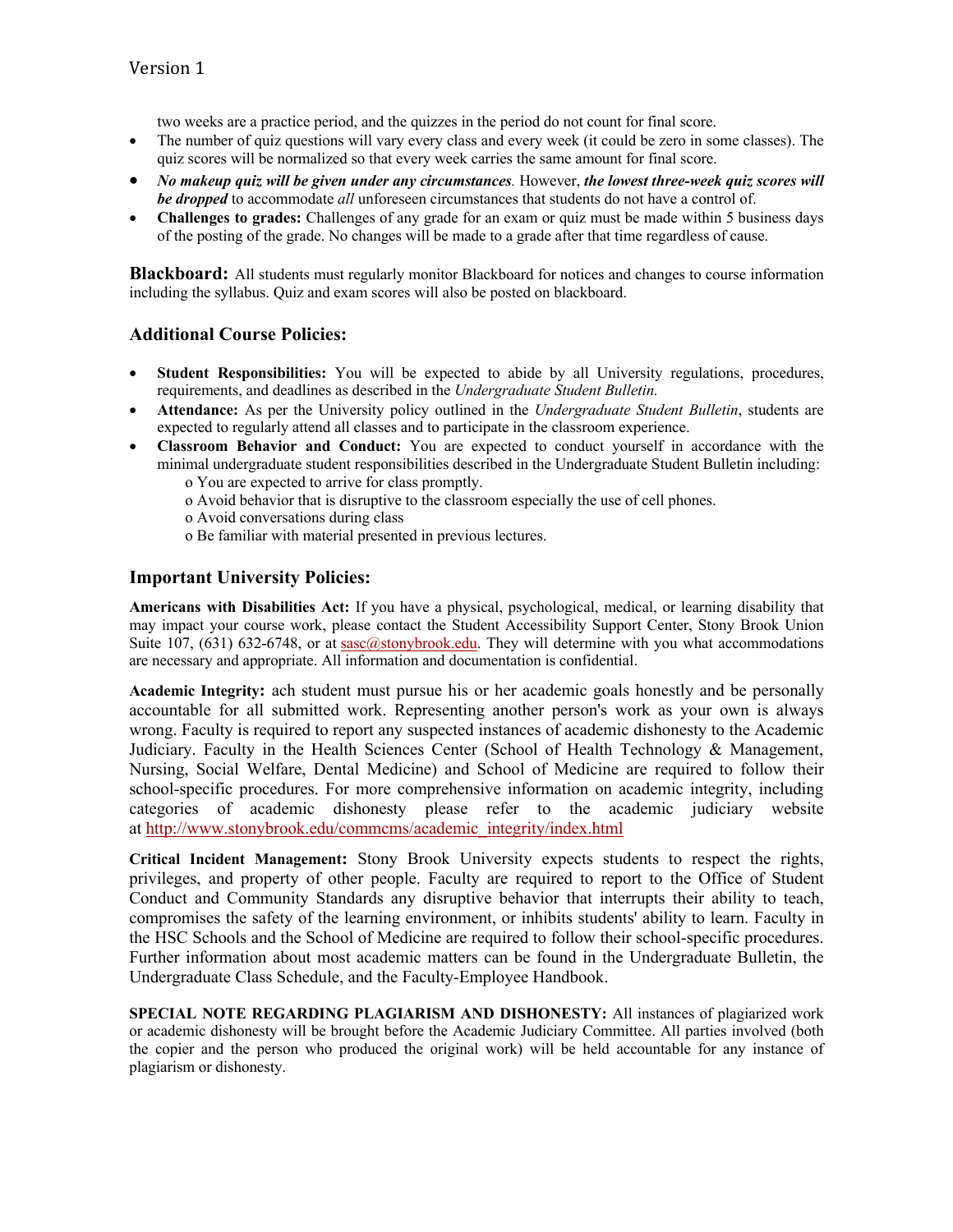two weeks are a practice period, and the quizzes in the period do not count for final score.

- The number of quiz questions will vary every class and every week (it could be zero in some classes). The quiz scores will be normalized so that every week carries the same amount for final score.
- ***No makeup quiz will be given under any circumstances***. However, ***the lowest three-week quiz scores will be dropped*** to accommodate *all* unforeseen circumstances that students do not have a control of.
- **Challenges to grades:** Challenges of any grade for an exam or quiz must be made within 5 business days of the posting of the grade. No changes will be made to a grade after that time regardless of cause.

**Blackboard:** All students must regularly monitor Blackboard for notices and changes to course information including the syllabus. Quiz and exam scores will also be posted on blackboard.

## Additional Course Policies:

- **Student Responsibilities:** You will be expected to abide by all University regulations, procedures, requirements, and deadlines as described in the *Undergraduate Student Bulletin.*
- **Attendance:** As per the University policy outlined in the *Undergraduate Student Bulletin*, students are expected to regularly attend all classes and to participate in the classroom experience.
- **Classroom Behavior and Conduct:** You are expected to conduct yourself in accordance with the minimal undergraduate student responsibilities described in the Undergraduate Student Bulletin including:
  - You are expected to arrive for class promptly.
  - Avoid behavior that is disruptive to the classroom especially the use of cell phones.
  - Avoid conversations during class
  - Be familiar with material presented in previous lectures.

## Important University Policies:

**Americans with Disabilities Act:** If you have a physical, psychological, medical, or learning disability that may impact your course work, please contact the Student Accessibility Support Center, Stony Brook Union Suite 107, (631) 632-6748, or at sasc@stonybrook.edu. They will determine with you what accommodations are necessary and appropriate. All information and documentation is confidential.

**Academic Integrity:** ach student must pursue his or her academic goals honestly and be personally accountable for all submitted work. Representing another person's work as your own is always wrong. Faculty is required to report any suspected instances of academic dishonesty to the Academic Judiciary. Faculty in the Health Sciences Center (School of Health Technology & Management, Nursing, Social Welfare, Dental Medicine) and School of Medicine are required to follow their school-specific procedures. For more comprehensive information on academic integrity, including categories of academic dishonesty please refer to the academic judiciary website at http://www.stonybrook.edu/commcms/academic_integrity/index.html

**Critical Incident Management:** Stony Brook University expects students to respect the rights, privileges, and property of other people. Faculty are required to report to the Office of Student Conduct and Community Standards any disruptive behavior that interrupts their ability to teach, compromises the safety of the learning environment, or inhibits students' ability to learn. Faculty in the HSC Schools and the School of Medicine are required to follow their school-specific procedures. Further information about most academic matters can be found in the Undergraduate Bulletin, the Undergraduate Class Schedule, and the Faculty-Employee Handbook.

**SPECIAL NOTE REGARDING PLAGIARISM AND DISHONESTY:** All instances of plagiarized work or academic dishonesty will be brought before the Academic Judiciary Committee. All parties involved (both the copier and the person who produced the original work) will be held accountable for any instance of plagiarism or dishonesty.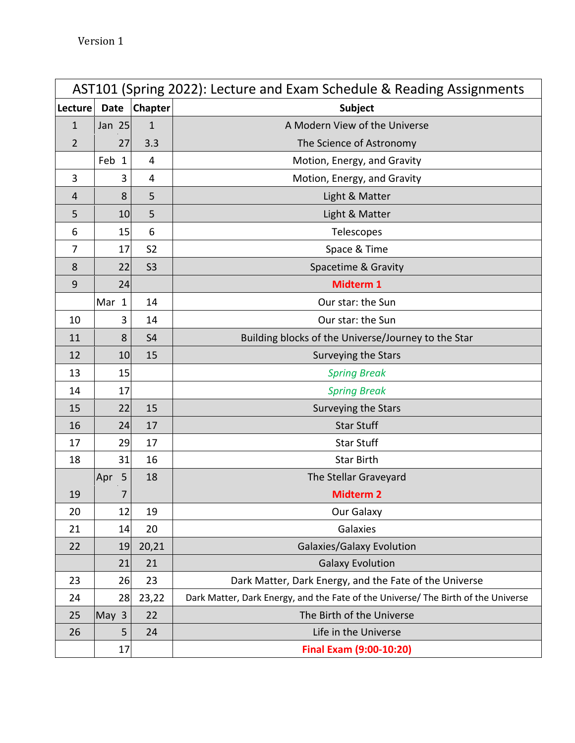Version 1

| AST101 (Spring 2022): Lecture and Exam Schedule & Reading Assignments | | | |
|---|---|---|---|
| **Lecture** | **Date** | **Chapter** | **Subject** |
| 1 | Jan 25 | 1 | A Modern View of the Universe |
| 2 | 27 | 3.3 | The Science of Astronomy |
| | Feb 1 | 4 | Motion, Energy, and Gravity |
| 3 | 3 | 4 | Motion, Energy, and Gravity |
| 4 | 8 | 5 | Light & Matter |
| 5 | 10 | 5 | Light & Matter |
| 6 | 15 | 6 | Telescopes |
| 7 | 17 | S2 | Space & Time |
| 8 | 22 | S3 | Spacetime & Gravity |
| 9 | 24 | | **Midterm 1** |
| | Mar 1 | 14 | Our star: the Sun |
| 10 | 3 | 14 | Our star: the Sun |
| 11 | 8 | S4 | Building blocks of the Universe/Journey to the Star |
| 12 | 10 | 15 | Surveying the Stars |
| 13 | 15 | | *Spring Break* |
| 14 | 17 | | *Spring Break* |
| 15 | 22 | 15 | Surveying the Stars |
| 16 | 24 | 17 | Star Stuff |
| 17 | 29 | 17 | Star Stuff |
| 18 | 31 | 16 | Star Birth |
| | Apr 5 | 18 | The Stellar Graveyard |
| 19 | 7 | | **Midterm 2** |
| 20 | 12 | 19 | Our Galaxy |
| 21 | 14 | 20 | Galaxies |
| 22 | 19 | 20,21 | Galaxies/Galaxy Evolution |
| | 21 | 21 | Galaxy Evolution |
| 23 | 26 | 23 | Dark Matter, Dark Energy, and the Fate of the Universe |
| 24 | 28 | 23,22 | Dark Matter, Dark Energy, and the Fate of the Universe/ The Birth of the Universe |
| 25 | May 3 | 22 | The Birth of the Universe |
| 26 | 5 | 24 | Life in the Universe |
| | 17 | | **Final Exam (9:00-10:20)** |